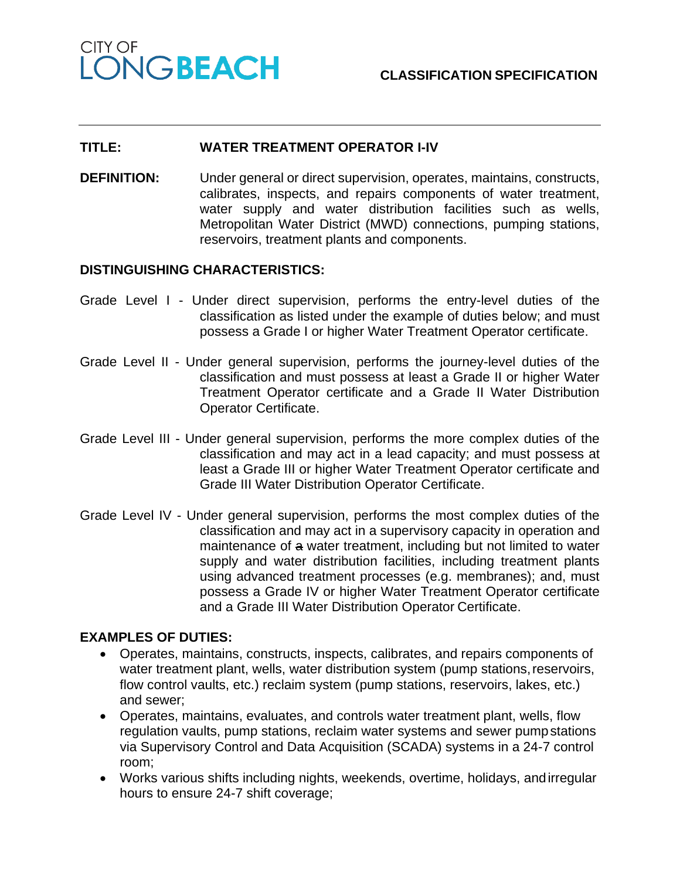CITY OF LONG BEACH

**CLASSIFICATION SPECIFICATION**

---

**TITLE:** **WATER TREATMENT OPERATOR I-IV**

**DEFINITION:** Under general or direct supervision, operates, maintains, constructs, calibrates, inspects, and repairs components of water treatment, water supply and water distribution facilities such as wells, Metropolitan Water District (MWD) connections, pumping stations, reservoirs, treatment plants and components.

**DISTINGUISHING CHARACTERISTICS:**

Grade Level I - Under direct supervision, performs the entry-level duties of the classification as listed under the example of duties below; and must possess a Grade I or higher Water Treatment Operator certificate.

Grade Level II - Under general supervision, performs the journey-level duties of the classification and must possess at least a Grade II or higher Water Treatment Operator certificate and a Grade II Water Distribution Operator Certificate.

Grade Level III - Under general supervision, performs the more complex duties of the classification and may act in a lead capacity; and must possess at least a Grade III or higher Water Treatment Operator certificate and Grade III Water Distribution Operator Certificate.

Grade Level IV - Under general supervision, performs the most complex duties of the classification and may act in a supervisory capacity in operation and maintenance of ~~a~~ water treatment, including but not limited to water supply and water distribution facilities, including treatment plants using advanced treatment processes (e.g. membranes); and, must possess a Grade IV or higher Water Treatment Operator certificate and a Grade III Water Distribution Operator Certificate.

**EXAMPLES OF DUTIES:**

- Operates, maintains, constructs, inspects, calibrates, and repairs components of water treatment plant, wells, water distribution system (pump stations, reservoirs, flow control vaults, etc.) reclaim system (pump stations, reservoirs, lakes, etc.) and sewer;
- Operates, maintains, evaluates, and controls water treatment plant, wells, flow regulation vaults, pump stations, reclaim water systems and sewer pump stations via Supervisory Control and Data Acquisition (SCADA) systems in a 24-7 control room;
- Works various shifts including nights, weekends, overtime, holidays, and irregular hours to ensure 24-7 shift coverage;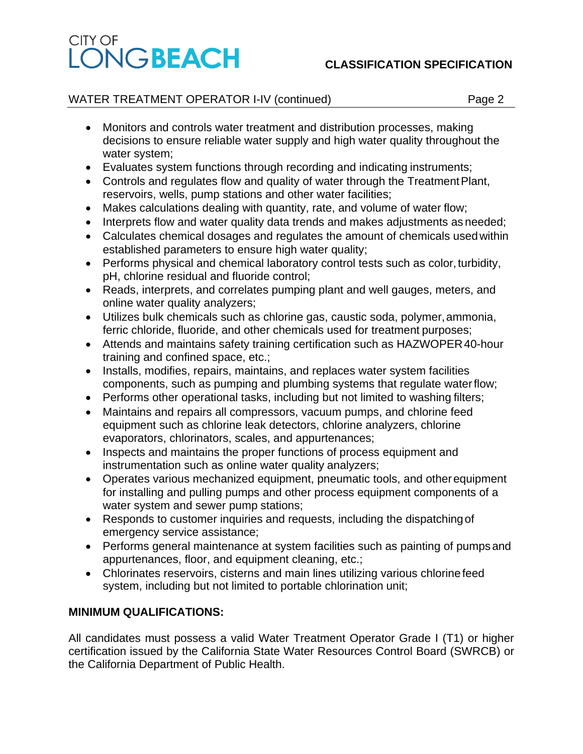- Monitors and controls water treatment and distribution processes, making decisions to ensure reliable water supply and high water quality throughout the water system;
- Evaluates system functions through recording and indicating instruments;
- Controls and regulates flow and quality of water through the Treatment Plant, reservoirs, wells, pump stations and other water facilities;
- Makes calculations dealing with quantity, rate, and volume of water flow;
- Interprets flow and water quality data trends and makes adjustments as needed;
- Calculates chemical dosages and regulates the amount of chemicals used within established parameters to ensure high water quality;
- Performs physical and chemical laboratory control tests such as color, turbidity, pH, chlorine residual and fluoride control;
- Reads, interprets, and correlates pumping plant and well gauges, meters, and online water quality analyzers;
- Utilizes bulk chemicals such as chlorine gas, caustic soda, polymer, ammonia, ferric chloride, fluoride, and other chemicals used for treatment purposes;
- Attends and maintains safety training certification such as HAZWOPER 40-hour training and confined space, etc.;
- Installs, modifies, repairs, maintains, and replaces water system facilities components, such as pumping and plumbing systems that regulate water flow;
- Performs other operational tasks, including but not limited to washing filters;
- Maintains and repairs all compressors, vacuum pumps, and chlorine feed equipment such as chlorine leak detectors, chlorine analyzers, chlorine evaporators, chlorinators, scales, and appurtenances;
- Inspects and maintains the proper functions of process equipment and instrumentation such as online water quality analyzers;
- Operates various mechanized equipment, pneumatic tools, and other equipment for installing and pulling pumps and other process equipment components of a water system and sewer pump stations;
- Responds to customer inquiries and requests, including the dispatching of emergency service assistance;
- Performs general maintenance at system facilities such as painting of pumps and appurtenances, floor, and equipment cleaning, etc.;
- Chlorinates reservoirs, cisterns and main lines utilizing various chlorine feed system, including but not limited to portable chlorination unit;

## MINIMUM QUALIFICATIONS:

All candidates must possess a valid Water Treatment Operator Grade I (T1) or higher certification issued by the California State Water Resources Control Board (SWRCB) or the California Department of Public Health.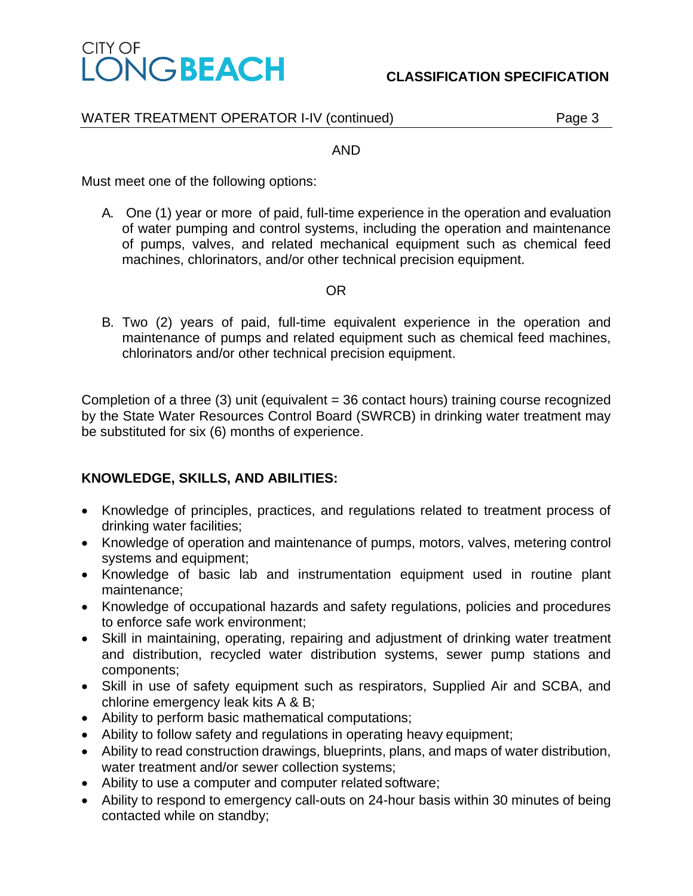AND

Must meet one of the following options:

A. One (1) year or more of paid, full-time experience in the operation and evaluation of water pumping and control systems, including the operation and maintenance of pumps, valves, and related mechanical equipment such as chemical feed machines, chlorinators, and/or other technical precision equipment.

OR

B. Two (2) years of paid, full-time equivalent experience in the operation and maintenance of pumps and related equipment such as chemical feed machines, chlorinators and/or other technical precision equipment.

Completion of a three (3) unit (equivalent = 36 contact hours) training course recognized by the State Water Resources Control Board (SWRCB) in drinking water treatment may be substituted for six (6) months of experience.

**KNOWLEDGE, SKILLS, AND ABILITIES:**

- Knowledge of principles, practices, and regulations related to treatment process of drinking water facilities;
- Knowledge of operation and maintenance of pumps, motors, valves, metering control systems and equipment;
- Knowledge of basic lab and instrumentation equipment used in routine plant maintenance;
- Knowledge of occupational hazards and safety regulations, policies and procedures to enforce safe work environment;
- Skill in maintaining, operating, repairing and adjustment of drinking water treatment and distribution, recycled water distribution systems, sewer pump stations and components;
- Skill in use of safety equipment such as respirators, Supplied Air and SCBA, and chlorine emergency leak kits A & B;
- Ability to perform basic mathematical computations;
- Ability to follow safety and regulations in operating heavy equipment;
- Ability to read construction drawings, blueprints, plans, and maps of water distribution, water treatment and/or sewer collection systems;
- Ability to use a computer and computer related software;
- Ability to respond to emergency call-outs on 24-hour basis within 30 minutes of being contacted while on standby;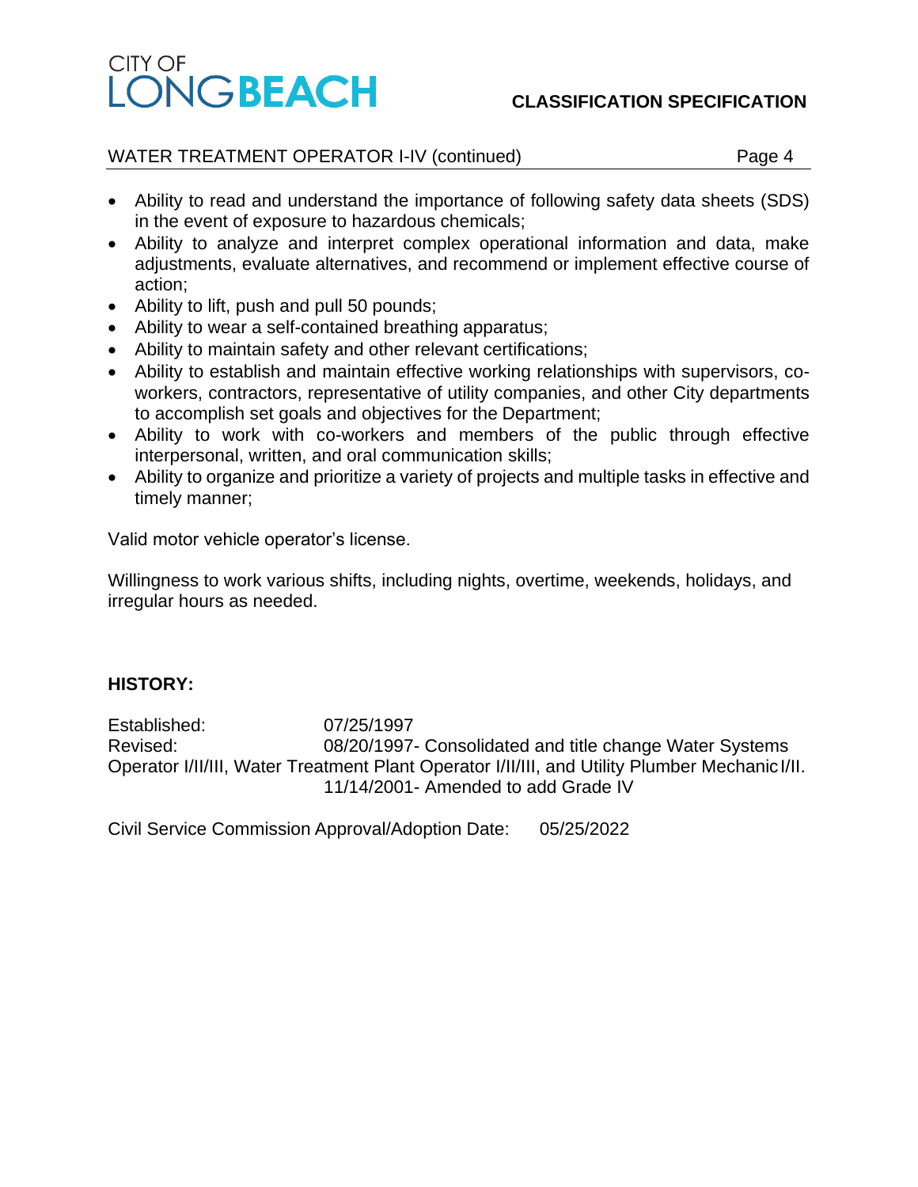- Ability to read and understand the importance of following safety data sheets (SDS) in the event of exposure to hazardous chemicals;
- Ability to analyze and interpret complex operational information and data, make adjustments, evaluate alternatives, and recommend or implement effective course of action;
- Ability to lift, push and pull 50 pounds;
- Ability to wear a self-contained breathing apparatus;
- Ability to maintain safety and other relevant certifications;
- Ability to establish and maintain effective working relationships with supervisors, co-workers, contractors, representative of utility companies, and other City departments to accomplish set goals and objectives for the Department;
- Ability to work with co-workers and members of the public through effective interpersonal, written, and oral communication skills;
- Ability to organize and prioritize a variety of projects and multiple tasks in effective and timely manner;

Valid motor vehicle operator's license.

Willingness to work various shifts, including nights, overtime, weekends, holidays, and irregular hours as needed.

**HISTORY:**

Established: 07/25/1997
Revised: 08/20/1997- Consolidated and title change Water Systems Operator I/II/III, Water Treatment Plant Operator I/II/III, and Utility Plumber Mechanic I/II.
11/14/2001- Amended to add Grade IV

Civil Service Commission Approval/Adoption Date: 05/25/2022